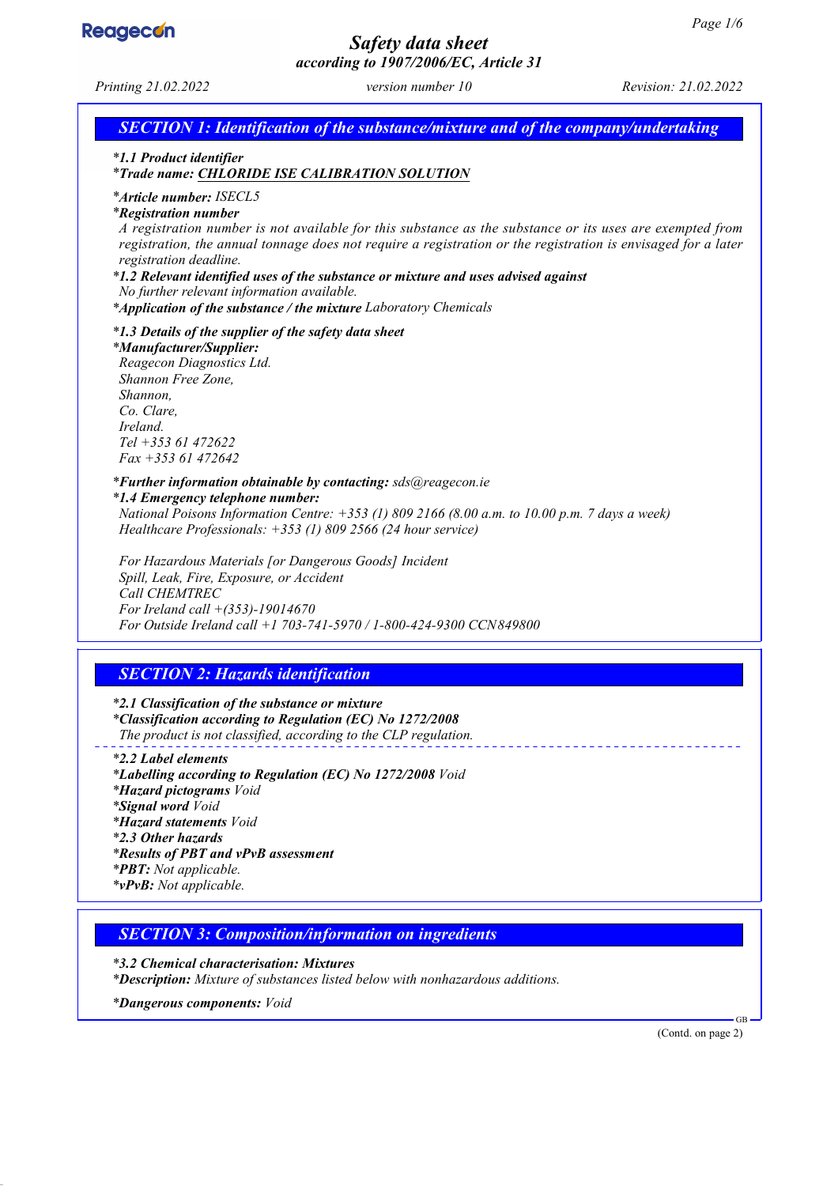# Safety data sheet
## according to 1907/2006/EC, Article 31

Printing 21.02.2022 | version number 10 | Revision: 21.02.2022

## SECTION 1: Identification of the substance/mixture and of the company/undertaking

- ***1.1 Product identifier***
- ***Trade name: CHLORIDE ISE CALIBRATION SOLUTION***
- ***Article number:*** ISECL5
- ***Registration number***

  A registration number is not available for this substance as the substance or its uses are exempted from registration, the annual tonnage does not require a registration or the registration is envisaged for a later registration deadline.
- ***1.2 Relevant identified uses of the substance or mixture and uses advised against***

  No further relevant information available.
- ***Application of the substance / the mixture*** Laboratory Chemicals
- ***1.3 Details of the supplier of the safety data sheet***
- ***Manufacturer/Supplier:***

  Reagecon Diagnostics Ltd.
  Shannon Free Zone,
  Shannon,
  Co. Clare,
  Ireland.
  Tel +353 61 472622
  Fax +353 61 472642
- ***Further information obtainable by contacting:*** sds@reagecon.ie
- ***1.4 Emergency telephone number:***

  National Poisons Information Centre: +353 (1) 809 2166 (8.00 a.m. to 10.00 p.m. 7 days a week)
  Healthcare Professionals: +353 (1) 809 2566 (24 hour service)

  For Hazardous Materials [or Dangerous Goods] Incident
  Spill, Leak, Fire, Exposure, or Accident
  Call CHEMTREC
  For Ireland call +(353)-19014670
  For Outside Ireland call +1 703-741-5970 / 1-800-424-9300 CCN849800

## SECTION 2: Hazards identification

- ***2.1 Classification of the substance or mixture***
- ***Classification according to Regulation (EC) No 1272/2008***

  The product is not classified, according to the CLP regulation.
- ***2.2 Label elements***
- ***Labelling according to Regulation (EC) No 1272/2008*** Void
- ***Hazard pictograms*** Void
- ***Signal word*** Void
- ***Hazard statements*** Void
- ***2.3 Other hazards***
- ***Results of PBT and vPvB assessment***
- ***PBT:*** Not applicable.
- ***vPvB:*** Not applicable.

## SECTION 3: Composition/information on ingredients

- ***3.2 Chemical characterisation: Mixtures***
- ***Description:*** Mixture of substances listed below with nonhazardous additions.
- ***Dangerous components:*** Void

(Contd. on page 2)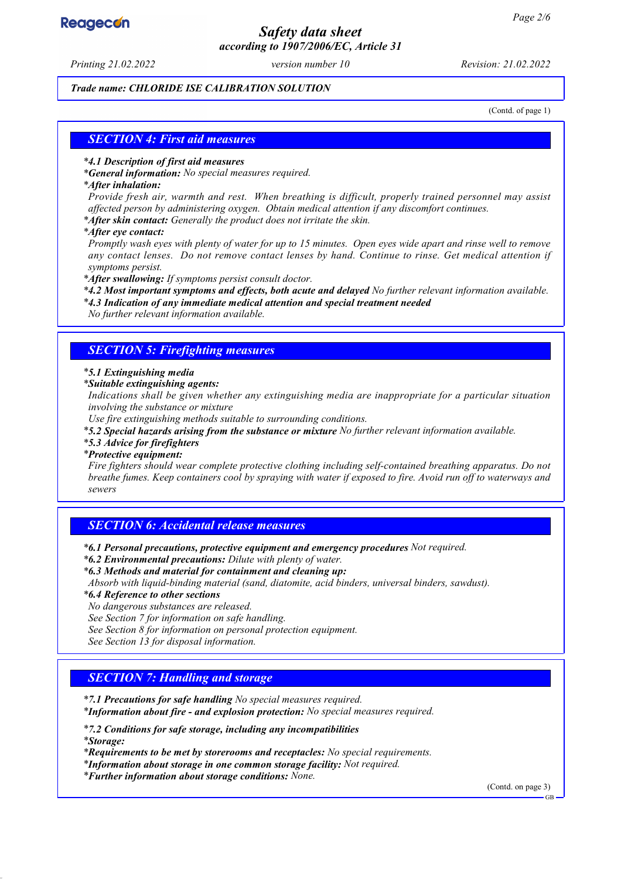*Trade name: CHLORIDE ISE CALIBRATION SOLUTION*

(Contd. of page 1)

## SECTION 4: First aid measures

- ***4.1 Description of first aid measures***
- ***General information:*** *No special measures required.*
- ***After inhalation:***
  *Provide fresh air, warmth and rest. When breathing is difficult, properly trained personnel may assist affected person by administering oxygen. Obtain medical attention if any discomfort continues.*
- ***After skin contact:*** *Generally the product does not irritate the skin.*
- ***After eye contact:***
  *Promptly wash eyes with plenty of water for up to 15 minutes. Open eyes wide apart and rinse well to remove any contact lenses. Do not remove contact lenses by hand. Continue to rinse. Get medical attention if symptoms persist.*
- ***After swallowing:*** *If symptoms persist consult doctor.*
- ***4.2 Most important symptoms and effects, both acute and delayed*** *No further relevant information available.*
- ***4.3 Indication of any immediate medical attention and special treatment needed***
  *No further relevant information available.*

## SECTION 5: Firefighting measures

- ***5.1 Extinguishing media***
- ***Suitable extinguishing agents:***
  *Indications shall be given whether any extinguishing media are inappropriate for a particular situation involving the substance or mixture*
  *Use fire extinguishing methods suitable to surrounding conditions.*
- ***5.2 Special hazards arising from the substance or mixture*** *No further relevant information available.*
- ***5.3 Advice for firefighters***
- ***Protective equipment:***
  *Fire fighters should wear complete protective clothing including self-contained breathing apparatus. Do not breathe fumes. Keep containers cool by spraying with water if exposed to fire. Avoid run off to waterways and sewers*

## SECTION 6: Accidental release measures

- ***6.1 Personal precautions, protective equipment and emergency procedures*** *Not required.*
- ***6.2 Environmental precautions:*** *Dilute with plenty of water.*
- ***6.3 Methods and material for containment and cleaning up:***
  *Absorb with liquid-binding material (sand, diatomite, acid binders, universal binders, sawdust).*
- ***6.4 Reference to other sections***
  *No dangerous substances are released.*
  *See Section 7 for information on safe handling.*
  *See Section 8 for information on personal protection equipment.*
  *See Section 13 for disposal information.*

## SECTION 7: Handling and storage

- ***7.1 Precautions for safe handling*** *No special measures required.*
- ***Information about fire - and explosion protection:*** *No special measures required.*

- ***7.2 Conditions for safe storage, including any incompatibilities***
- ***Storage:***
- ***Requirements to be met by storerooms and receptacles:*** *No special requirements.*
- ***Information about storage in one common storage facility:*** *Not required.*
- ***Further information about storage conditions:*** *None.*

(Contd. on page 3)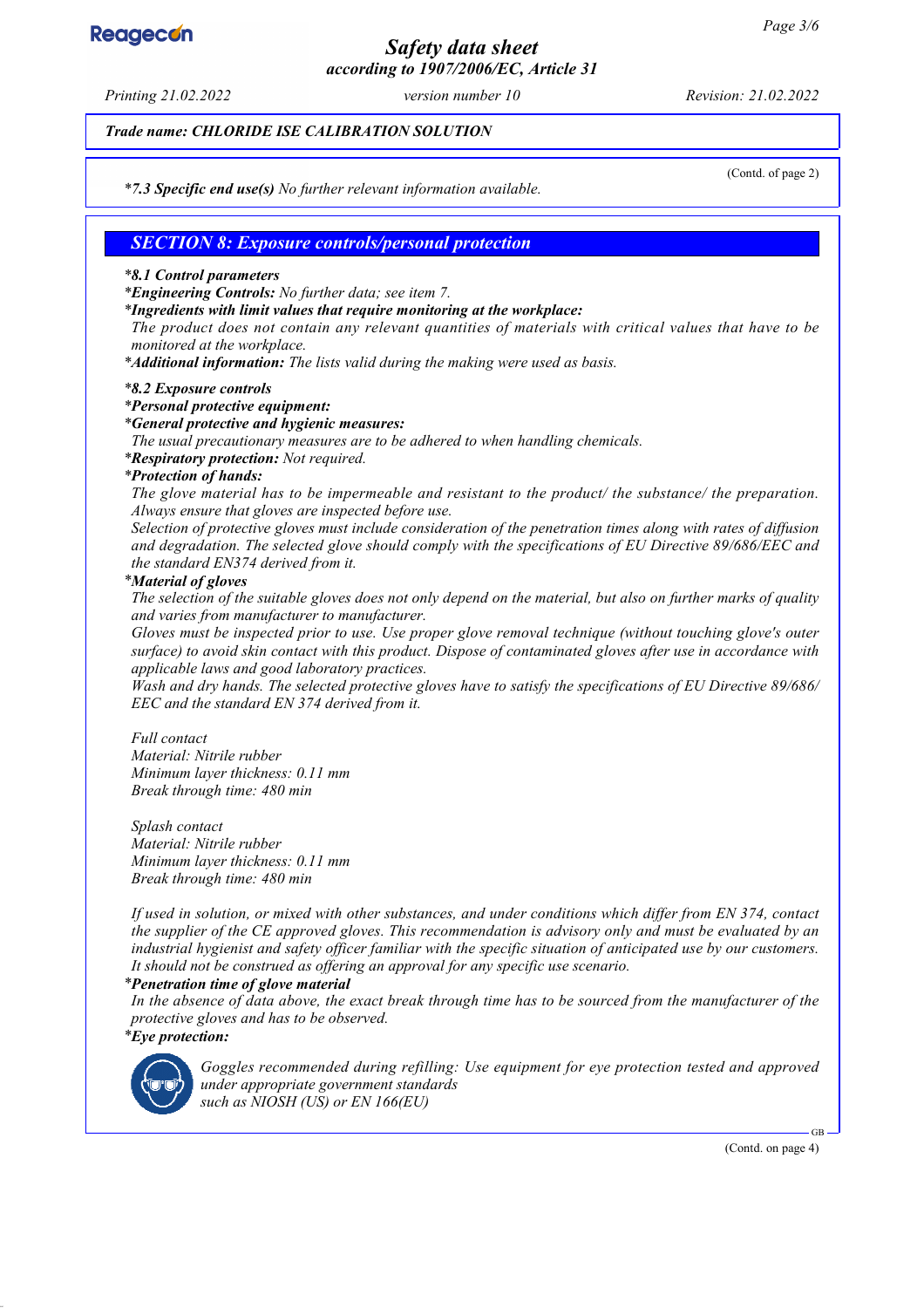*Trade name: CHLORIDE ISE CALIBRATION SOLUTION*

(Contd. of page 2)

* ***7.3 Specific end use(s)*** *No further relevant information available.*

## SECTION 8: Exposure controls/personal protection

* ***8.1 Control parameters***
* ***Engineering Controls:*** *No further data; see item 7.*
* ***Ingredients with limit values that require monitoring at the workplace:***
  *The product does not contain any relevant quantities of materials with critical values that have to be monitored at the workplace.*
* ***Additional information:*** *The lists valid during the making were used as basis.*

* ***8.2 Exposure controls***
* ***Personal protective equipment:***
* ***General protective and hygienic measures:***
  *The usual precautionary measures are to be adhered to when handling chemicals.*
* ***Respiratory protection:*** *Not required.*
* ***Protection of hands:***
  *The glove material has to be impermeable and resistant to the product/ the substance/ the preparation. Always ensure that gloves are inspected before use.*
  *Selection of protective gloves must include consideration of the penetration times along with rates of diffusion and degradation. The selected glove should comply with the specifications of EU Directive 89/686/EEC and the standard EN374 derived from it.*
* ***Material of gloves***
  *The selection of the suitable gloves does not only depend on the material, but also on further marks of quality and varies from manufacturer to manufacturer.*
  *Gloves must be inspected prior to use. Use proper glove removal technique (without touching glove's outer surface) to avoid skin contact with this product. Dispose of contaminated gloves after use in accordance with applicable laws and good laboratory practices.*
  *Wash and dry hands. The selected protective gloves have to satisfy the specifications of EU Directive 89/686/ EEC and the standard EN 374 derived from it.*

  *Full contact*
  *Material: Nitrile rubber*
  *Minimum layer thickness: 0.11 mm*
  *Break through time: 480 min*

  *Splash contact*
  *Material: Nitrile rubber*
  *Minimum layer thickness: 0.11 mm*
  *Break through time: 480 min*

  *If used in solution, or mixed with other substances, and under conditions which differ from EN 374, contact the supplier of the CE approved gloves. This recommendation is advisory only and must be evaluated by an industrial hygienist and safety officer familiar with the specific situation of anticipated use by our customers. It should not be construed as offering an approval for any specific use scenario.*
* ***Penetration time of glove material***
  *In the absence of data above, the exact break through time has to be sourced from the manufacturer of the protective gloves and has to be observed.*
* ***Eye protection:***

  *Goggles recommended during refilling: Use equipment for eye protection tested and approved under appropriate government standards such as NIOSH (US) or EN 166(EU)*

(Contd. on page 4)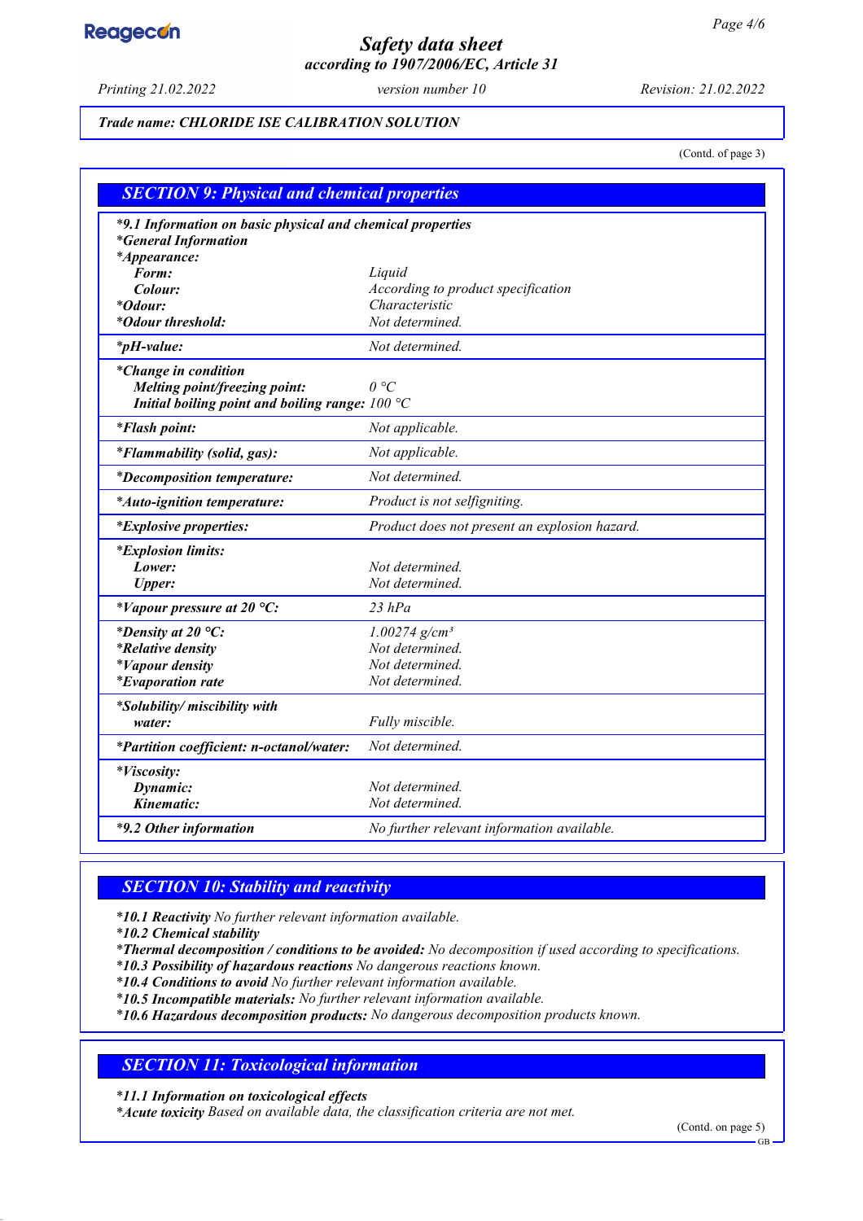*Trade name: CHLORIDE ISE CALIBRATION SOLUTION*

(Contd. of page 3)

## SECTION 9: Physical and chemical properties

| | |
|---|---|
| ***9.1 Information on basic physical and chemical properties** | |
| ***General Information** | |
| ***Appearance:** | |
| **Form:** | *Liquid* |
| **Colour:** | *According to product specification* |
| ***Odour:** | *Characteristic* |
| ***Odour threshold:** | *Not determined.* |
| ***pH-value:** | *Not determined.* |
| ***Change in condition** | |
| **Melting point/freezing point:** | *0 °C* |
| **Initial boiling point and boiling range:** | *100 °C* |
| ***Flash point:** | *Not applicable.* |
| ***Flammability (solid, gas):** | *Not applicable.* |
| ***Decomposition temperature:** | *Not determined.* |
| ***Auto-ignition temperature:** | *Product is not selfigniting.* |
| ***Explosive properties:** | *Product does not present an explosion hazard.* |
| ***Explosion limits:** | |
| **Lower:** | *Not determined.* |
| **Upper:** | *Not determined.* |
| ***Vapour pressure at 20 °C:** | *23 hPa* |
| ***Density at 20 °C:** | *1.00274 g/cm³* |
| ***Relative density** | *Not determined.* |
| ***Vapour density** | *Not determined.* |
| ***Evaporation rate** | *Not determined.* |
| ***Solubility/ miscibility with water:** | *Fully miscible.* |
| ***Partition coefficient: n-octanol/water:** | *Not determined.* |
| ***Viscosity:** | |
| **Dynamic:** | *Not determined.* |
| **Kinematic:** | *Not determined.* |
| ***9.2 Other information** | *No further relevant information available.* |

## SECTION 10: Stability and reactivity

***10.1 Reactivity** *No further relevant information available.*
***10.2 Chemical stability**
***Thermal decomposition / conditions to be avoided:** *No decomposition if used according to specifications.*
***10.3 Possibility of hazardous reactions** *No dangerous reactions known.*
***10.4 Conditions to avoid** *No further relevant information available.*
***10.5 Incompatible materials:** *No further relevant information available.*
***10.6 Hazardous decomposition products:** *No dangerous decomposition products known.*

## SECTION 11: Toxicological information

***11.1 Information on toxicological effects**
***Acute toxicity** *Based on available data, the classification criteria are not met.*

(Contd. on page 5)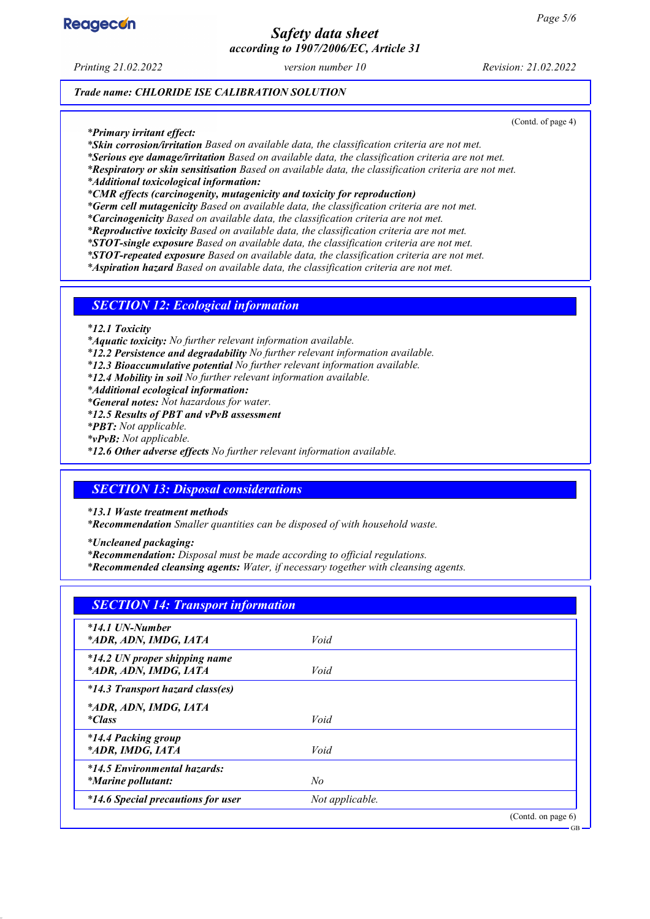*Trade name: CHLORIDE ISE CALIBRATION SOLUTION*

(Contd. of page 4)

*Primary irritant effect:*
*Skin corrosion/irritation* Based on available data, the classification criteria are not met.
*Serious eye damage/irritation* Based on available data, the classification criteria are not met.
*Respiratory or skin sensitisation* Based on available data, the classification criteria are not met.
*Additional toxicological information:*
*CMR effects (carcinogenity, mutagenicity and toxicity for reproduction)*
*Germ cell mutagenicity* Based on available data, the classification criteria are not met.
*Carcinogenicity* Based on available data, the classification criteria are not met.
*Reproductive toxicity* Based on available data, the classification criteria are not met.
*STOT-single exposure* Based on available data, the classification criteria are not met.
*STOT-repeated exposure* Based on available data, the classification criteria are not met.
*Aspiration hazard* Based on available data, the classification criteria are not met.

## SECTION 12: Ecological information

*12.1 Toxicity*
*Aquatic toxicity:* No further relevant information available.
*12.2 Persistence and degradability* No further relevant information available.
*12.3 Bioaccumulative potential* No further relevant information available.
*12.4 Mobility in soil* No further relevant information available.
*Additional ecological information:*
*General notes:* Not hazardous for water.
*12.5 Results of PBT and vPvB assessment*
*PBT:* Not applicable.
*vPvB:* Not applicable.
*12.6 Other adverse effects* No further relevant information available.

## SECTION 13: Disposal considerations

*13.1 Waste treatment methods*
*Recommendation* Smaller quantities can be disposed of with household waste.

*Uncleaned packaging:*
*Recommendation:* Disposal must be made according to official regulations.
*Recommended cleansing agents:* Water, if necessary together with cleansing agents.

## SECTION 14: Transport information

| | |
|---|---|
| *14.1 UN-Number*<br>*ADR, ADN, IMDG, IATA | Void |
| *14.2 UN proper shipping name*<br>*ADR, ADN, IMDG, IATA | Void |
| *14.3 Transport hazard class(es)*<br>*ADR, ADN, IMDG, IATA<br>*Class | Void |
| *14.4 Packing group*<br>*ADR, IMDG, IATA | Void |
| *14.5 Environmental hazards:*<br>*Marine pollutant: | No |
| *14.6 Special precautions for user | Not applicable. |

(Contd. on page 6)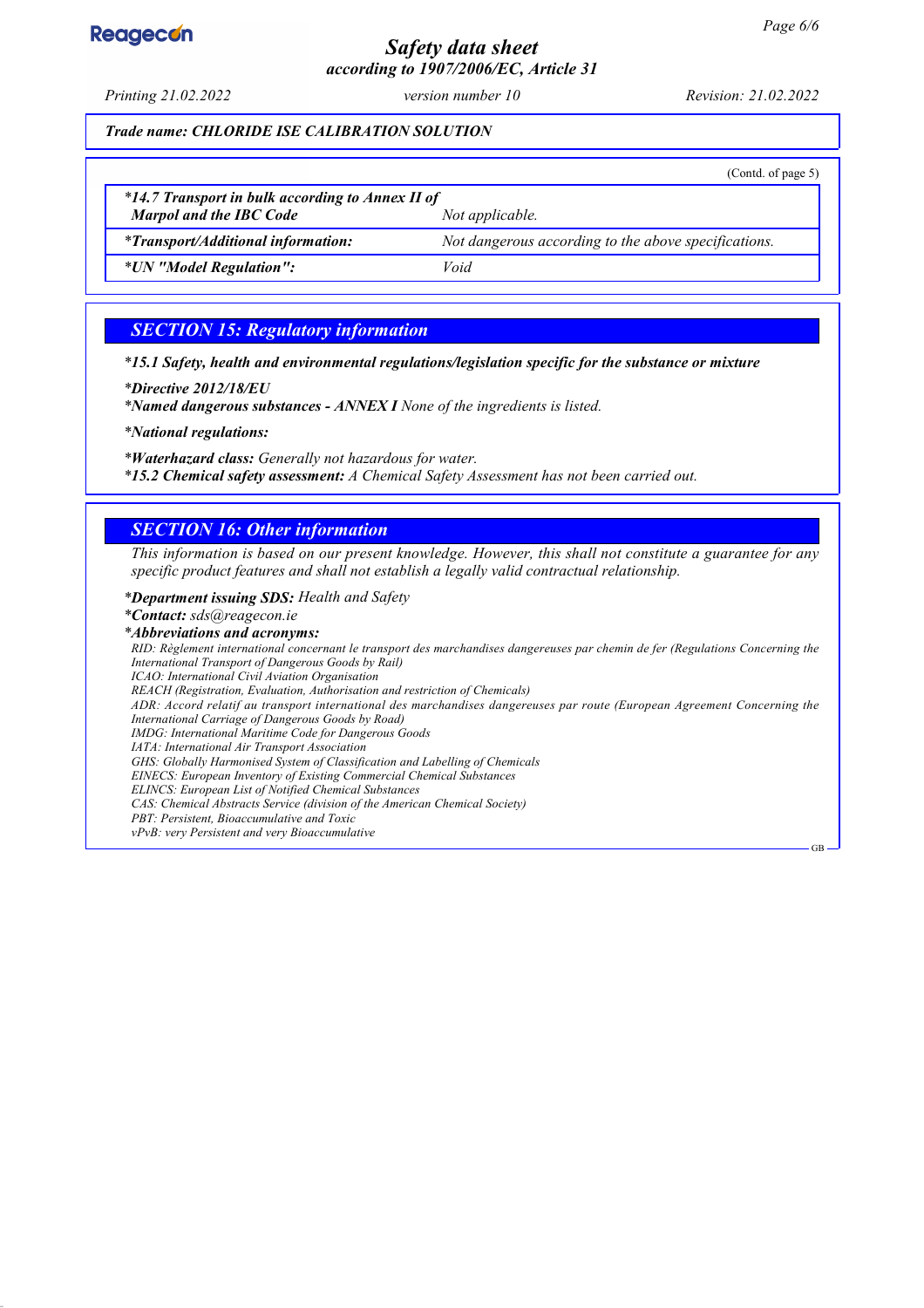Trade name: CHLORIDE ISE CALIBRATION SOLUTION

(Contd. of page 5)

| | |
|---|---|
| *14.7 Transport in bulk according to Annex II of Marpol and the IBC Code | Not applicable. |
| *Transport/Additional information: | Not dangerous according to the above specifications. |
| *UN "Model Regulation": | Void |

## SECTION 15: Regulatory information

***15.1 Safety, health and environmental regulations/legislation specific for the substance or mixture***

***Directive 2012/18/EU***
***Named dangerous substances - ANNEX I** None of the ingredients is listed.*

***National regulations:***

***Waterhazard class:** Generally not hazardous for water.*
***15.2 Chemical safety assessment:** A Chemical Safety Assessment has not been carried out.*

## SECTION 16: Other information

*This information is based on our present knowledge. However, this shall not constitute a guarantee for any specific product features and shall not establish a legally valid contractual relationship.*

***Department issuing SDS:** Health and Safety*
***Contact:** sds@reagecon.ie*
***Abbreviations and acronyms:***
*RID: Règlement international concernant le transport des marchandises dangereuses par chemin de fer (Regulations Concerning the International Transport of Dangerous Goods by Rail)*
*ICAO: International Civil Aviation Organisation*
*REACH (Registration, Evaluation, Authorisation and restriction of Chemicals)*
*ADR: Accord relatif au transport international des marchandises dangereuses par route (European Agreement Concerning the International Carriage of Dangerous Goods by Road)*
*IMDG: International Maritime Code for Dangerous Goods*
*IATA: International Air Transport Association*
*GHS: Globally Harmonised System of Classification and Labelling of Chemicals*
*EINECS: European Inventory of Existing Commercial Chemical Substances*
*ELINCS: European List of Notified Chemical Substances*
*CAS: Chemical Abstracts Service (division of the American Chemical Society)*
*PBT: Persistent, Bioaccumulative and Toxic*
*vPvB: very Persistent and very Bioaccumulative*